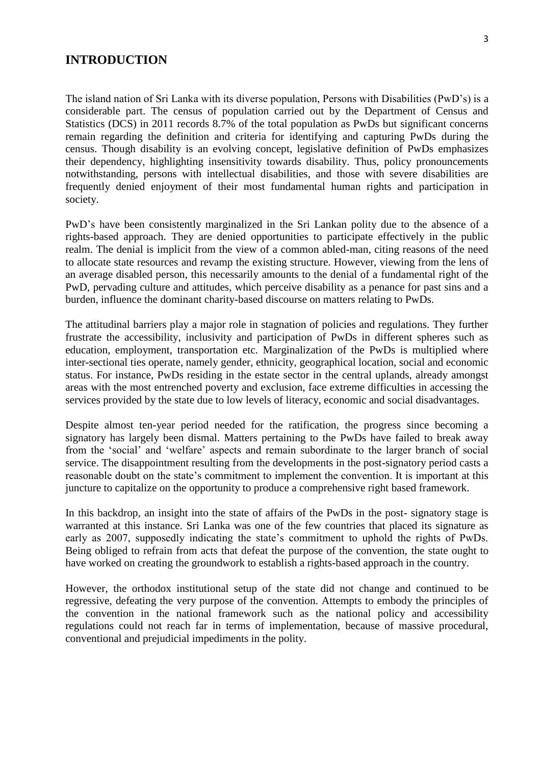# INTRODUCTION

The island nation of Sri Lanka with its diverse population, Persons with Disabilities (PwD's) is a considerable part. The census of population carried out by the Department of Census and Statistics (DCS) in 2011 records 8.7% of the total population as PwDs but significant concerns remain regarding the definition and criteria for identifying and capturing PwDs during the census. Though disability is an evolving concept, legislative definition of PwDs emphasizes their dependency, highlighting insensitivity towards disability. Thus, policy pronouncements notwithstanding, persons with intellectual disabilities, and those with severe disabilities are frequently denied enjoyment of their most fundamental human rights and participation in society.

PwD's have been consistently marginalized in the Sri Lankan polity due to the absence of a rights-based approach. They are denied opportunities to participate effectively in the public realm. The denial is implicit from the view of a common abled-man, citing reasons of the need to allocate state resources and revamp the existing structure. However, viewing from the lens of an average disabled person, this necessarily amounts to the denial of a fundamental right of the PwD, pervading culture and attitudes, which perceive disability as a penance for past sins and a burden, influence the dominant charity-based discourse on matters relating to PwDs.

The attitudinal barriers play a major role in stagnation of policies and regulations. They further frustrate the accessibility, inclusivity and participation of PwDs in different spheres such as education, employment, transportation etc. Marginalization of the PwDs is multiplied where inter-sectional ties operate, namely gender, ethnicity, geographical location, social and economic status. For instance, PwDs residing in the estate sector in the central uplands, already amongst areas with the most entrenched poverty and exclusion, face extreme difficulties in accessing the services provided by the state due to low levels of literacy, economic and social disadvantages.

Despite almost ten-year period needed for the ratification, the progress since becoming a signatory has largely been dismal. Matters pertaining to the PwDs have failed to break away from the 'social' and 'welfare' aspects and remain subordinate to the larger branch of social service. The disappointment resulting from the developments in the post-signatory period casts a reasonable doubt on the state's commitment to implement the convention. It is important at this juncture to capitalize on the opportunity to produce a comprehensive right based framework.

In this backdrop, an insight into the state of affairs of the PwDs in the post- signatory stage is warranted at this instance. Sri Lanka was one of the few countries that placed its signature as early as 2007, supposedly indicating the state's commitment to uphold the rights of PwDs. Being obliged to refrain from acts that defeat the purpose of the convention, the state ought to have worked on creating the groundwork to establish a rights-based approach in the country.

However, the orthodox institutional setup of the state did not change and continued to be regressive, defeating the very purpose of the convention. Attempts to embody the principles of the convention in the national framework such as the national policy and accessibility regulations could not reach far in terms of implementation, because of massive procedural, conventional and prejudicial impediments in the polity.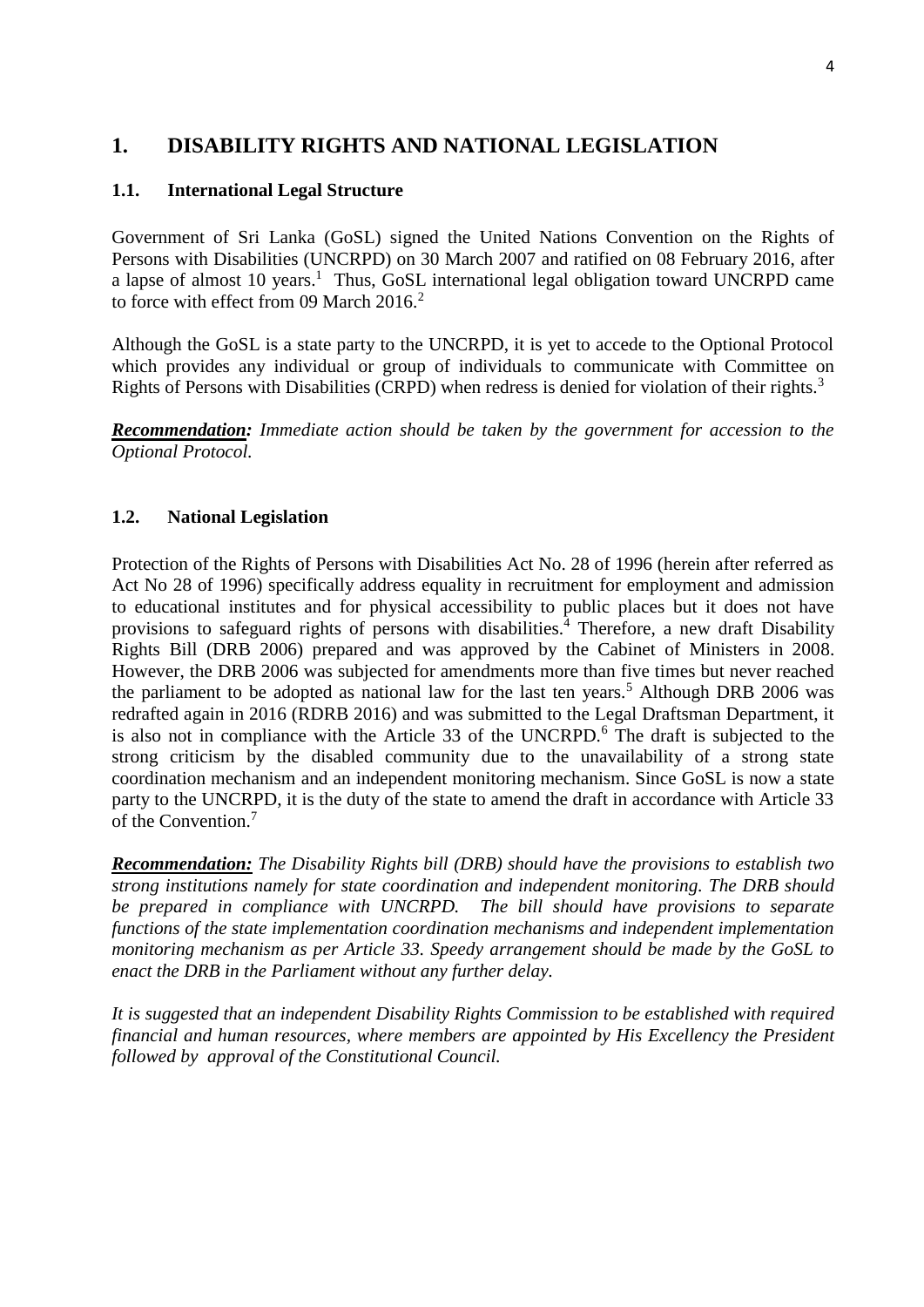# 1. DISABILITY RIGHTS AND NATIONAL LEGISLATION

## 1.1. International Legal Structure

Government of Sri Lanka (GoSL) signed the United Nations Convention on the Rights of Persons with Disabilities (UNCRPD) on 30 March 2007 and ratified on 08 February 2016, after a lapse of almost 10 years.[1] Thus, GoSL international legal obligation toward UNCRPD came to force with effect from 09 March 2016.[2]

Although the GoSL is a state party to the UNCRPD, it is yet to accede to the Optional Protocol which provides any individual or group of individuals to communicate with Committee on Rights of Persons with Disabilities (CRPD) when redress is denied for violation of their rights.[3]

***Recommendation:*** *Immediate action should be taken by the government for accession to the Optional Protocol.*

## 1.2. National Legislation

Protection of the Rights of Persons with Disabilities Act No. 28 of 1996 (herein after referred as Act No 28 of 1996) specifically address equality in recruitment for employment and admission to educational institutes and for physical accessibility to public places but it does not have provisions to safeguard rights of persons with disabilities.[4] Therefore, a new draft Disability Rights Bill (DRB 2006) prepared and was approved by the Cabinet of Ministers in 2008. However, the DRB 2006 was subjected for amendments more than five times but never reached the parliament to be adopted as national law for the last ten years.[5] Although DRB 2006 was redrafted again in 2016 (RDRB 2016) and was submitted to the Legal Draftsman Department, it is also not in compliance with the Article 33 of the UNCRPD.[6] The draft is subjected to the strong criticism by the disabled community due to the unavailability of a strong state coordination mechanism and an independent monitoring mechanism. Since GoSL is now a state party to the UNCRPD, it is the duty of the state to amend the draft in accordance with Article 33 of the Convention.[7]

***Recommendation:*** *The Disability Rights bill (DRB) should have the provisions to establish two strong institutions namely for state coordination and independent monitoring. The DRB should be prepared in compliance with UNCRPD. The bill should have provisions to separate functions of the state implementation coordination mechanisms and independent implementation monitoring mechanism as per Article 33. Speedy arrangement should be made by the GoSL to enact the DRB in the Parliament without any further delay.*

*It is suggested that an independent Disability Rights Commission to be established with required financial and human resources, where members are appointed by His Excellency the President followed by approval of the Constitutional Council.*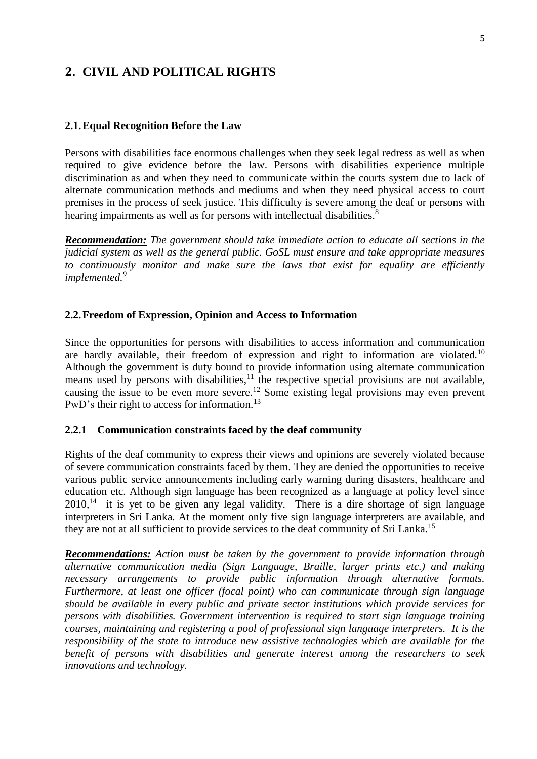## 2. CIVIL AND POLITICAL RIGHTS

### 2.1. Equal Recognition Before the Law

Persons with disabilities face enormous challenges when they seek legal redress as well as when required to give evidence before the law. Persons with disabilities experience multiple discrimination as and when they need to communicate within the courts system due to lack of alternate communication methods and mediums and when they need physical access to court premises in the process of seek justice. This difficulty is severe among the deaf or persons with hearing impairments as well as for persons with intellectual disabilities.[8]

***Recommendation:*** *The government should take immediate action to educate all sections in the judicial system as well as the general public. GoSL must ensure and take appropriate measures to continuously monitor and make sure the laws that exist for equality are efficiently implemented.*[9]

### 2.2. Freedom of Expression, Opinion and Access to Information

Since the opportunities for persons with disabilities to access information and communication are hardly available, their freedom of expression and right to information are violated.[10] Although the government is duty bound to provide information using alternate communication means used by persons with disabilities,[11] the respective special provisions are not available, causing the issue to be even more severe.[12] Some existing legal provisions may even prevent PwD's their right to access for information.[13]

#### 2.2.1 Communication constraints faced by the deaf community

Rights of the deaf community to express their views and opinions are severely violated because of severe communication constraints faced by them. They are denied the opportunities to receive various public service announcements including early warning during disasters, healthcare and education etc. Although sign language has been recognized as a language at policy level since 2010,[14] it is yet to be given any legal validity. There is a dire shortage of sign language interpreters in Sri Lanka. At the moment only five sign language interpreters are available, and they are not at all sufficient to provide services to the deaf community of Sri Lanka.[15]

***Recommendations:*** *Action must be taken by the government to provide information through alternative communication media (Sign Language, Braille, larger prints etc.) and making necessary arrangements to provide public information through alternative formats. Furthermore, at least one officer (focal point) who can communicate through sign language should be available in every public and private sector institutions which provide services for persons with disabilities. Government intervention is required to start sign language training courses, maintaining and registering a pool of professional sign language interpreters. It is the responsibility of the state to introduce new assistive technologies which are available for the benefit of persons with disabilities and generate interest among the researchers to seek innovations and technology.*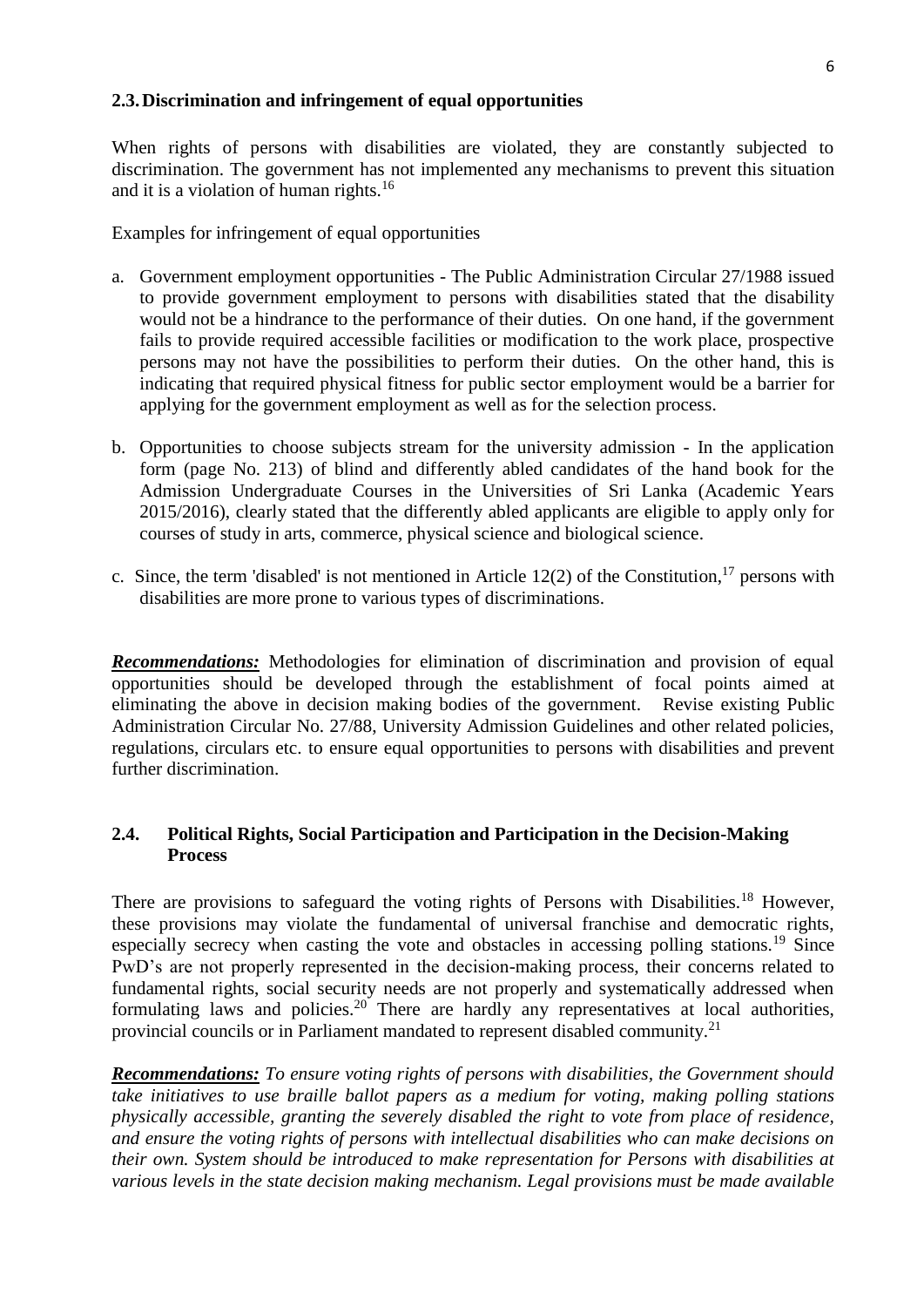### 2.3. Discrimination and infringement of equal opportunities

When rights of persons with disabilities are violated, they are constantly subjected to discrimination. The government has not implemented any mechanisms to prevent this situation and it is a violation of human rights.[16]

Examples for infringement of equal opportunities

a. Government employment opportunities - The Public Administration Circular 27/1988 issued to provide government employment to persons with disabilities stated that the disability would not be a hindrance to the performance of their duties. On one hand, if the government fails to provide required accessible facilities or modification to the work place, prospective persons may not have the possibilities to perform their duties. On the other hand, this is indicating that required physical fitness for public sector employment would be a barrier for applying for the government employment as well as for the selection process.

b. Opportunities to choose subjects stream for the university admission - In the application form (page No. 213) of blind and differently abled candidates of the hand book for the Admission Undergraduate Courses in the Universities of Sri Lanka (Academic Years 2015/2016), clearly stated that the differently abled applicants are eligible to apply only for courses of study in arts, commerce, physical science and biological science.

c. Since, the term 'disabled' is not mentioned in Article 12(2) of the Constitution,[17] persons with disabilities are more prone to various types of discriminations.

***Recommendations:*** Methodologies for elimination of discrimination and provision of equal opportunities should be developed through the establishment of focal points aimed at eliminating the above in decision making bodies of the government. Revise existing Public Administration Circular No. 27/88, University Admission Guidelines and other related policies, regulations, circulars etc. to ensure equal opportunities to persons with disabilities and prevent further discrimination.

### 2.4. Political Rights, Social Participation and Participation in the Decision-Making Process

There are provisions to safeguard the voting rights of Persons with Disabilities.[18] However, these provisions may violate the fundamental of universal franchise and democratic rights, especially secrecy when casting the vote and obstacles in accessing polling stations.[19] Since PwD's are not properly represented in the decision-making process, their concerns related to fundamental rights, social security needs are not properly and systematically addressed when formulating laws and policies.[20] There are hardly any representatives at local authorities, provincial councils or in Parliament mandated to represent disabled community.[21]

***Recommendations:*** *To ensure voting rights of persons with disabilities, the Government should take initiatives to use braille ballot papers as a medium for voting, making polling stations physically accessible, granting the severely disabled the right to vote from place of residence, and ensure the voting rights of persons with intellectual disabilities who can make decisions on their own. System should be introduced to make representation for Persons with disabilities at various levels in the state decision making mechanism. Legal provisions must be made available*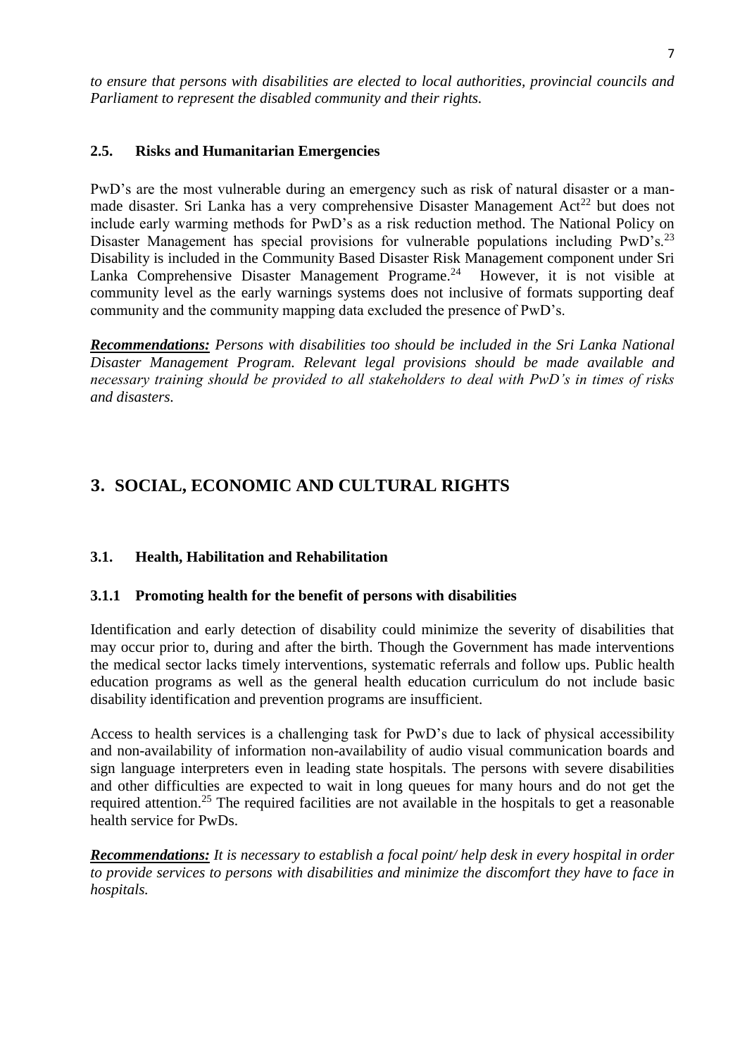*to ensure that persons with disabilities are elected to local authorities, provincial councils and Parliament to represent the disabled community and their rights.*

### 2.5. Risks and Humanitarian Emergencies

PwD's are the most vulnerable during an emergency such as risk of natural disaster or a man-made disaster. Sri Lanka has a very comprehensive Disaster Management Act[22] but does not include early warming methods for PwD's as a risk reduction method. The National Policy on Disaster Management has special provisions for vulnerable populations including PwD's.[23] Disability is included in the Community Based Disaster Risk Management component under Sri Lanka Comprehensive Disaster Management Programe.[24] However, it is not visible at community level as the early warnings systems does not inclusive of formats supporting deaf community and the community mapping data excluded the presence of PwD's.

***Recommendations:*** *Persons with disabilities too should be included in the Sri Lanka National Disaster Management Program. Relevant legal provisions should be made available and necessary training should be provided to all stakeholders to deal with PwD's in times of risks and disasters.*

## 3. SOCIAL, ECONOMIC AND CULTURAL RIGHTS

### 3.1. Health, Habilitation and Rehabilitation

#### 3.1.1 Promoting health for the benefit of persons with disabilities

Identification and early detection of disability could minimize the severity of disabilities that may occur prior to, during and after the birth. Though the Government has made interventions the medical sector lacks timely interventions, systematic referrals and follow ups. Public health education programs as well as the general health education curriculum do not include basic disability identification and prevention programs are insufficient.

Access to health services is a challenging task for PwD's due to lack of physical accessibility and non-availability of information non-availability of audio visual communication boards and sign language interpreters even in leading state hospitals. The persons with severe disabilities and other difficulties are expected to wait in long queues for many hours and do not get the required attention.[25] The required facilities are not available in the hospitals to get a reasonable health service for PwDs.

***Recommendations:*** *It is necessary to establish a focal point/ help desk in every hospital in order to provide services to persons with disabilities and minimize the discomfort they have to face in hospitals.*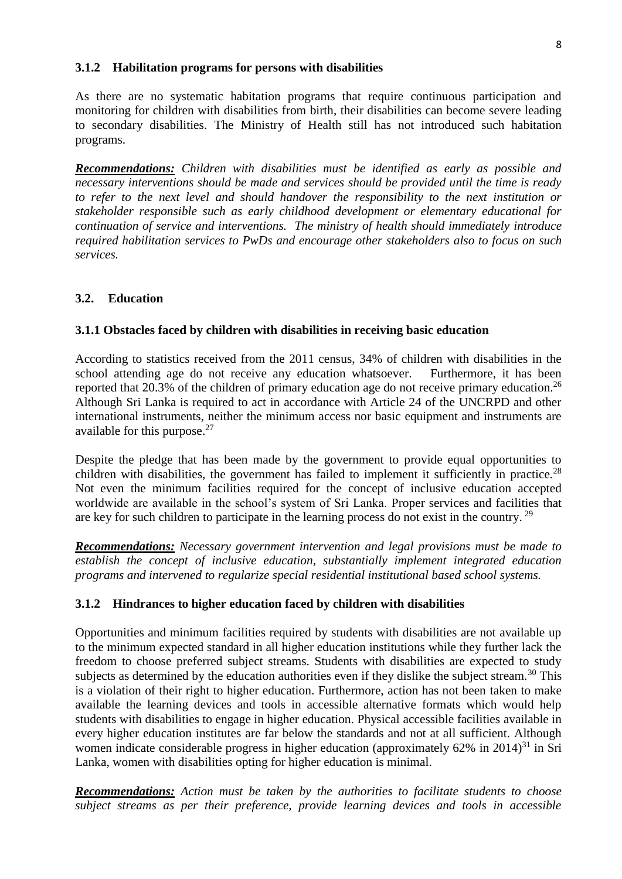### 3.1.2 Habilitation programs for persons with disabilities

As there are no systematic habitation programs that require continuous participation and monitoring for children with disabilities from birth, their disabilities can become severe leading to secondary disabilities. The Ministry of Health still has not introduced such habitation programs.

***Recommendations:*** *Children with disabilities must be identified as early as possible and necessary interventions should be made and services should be provided until the time is ready to refer to the next level and should handover the responsibility to the next institution or stakeholder responsible such as early childhood development or elementary educational for continuation of service and interventions. The ministry of health should immediately introduce required habilitation services to PwDs and encourage other stakeholders also to focus on such services.*

## 3.2. Education

### 3.1.1 Obstacles faced by children with disabilities in receiving basic education

According to statistics received from the 2011 census, 34% of children with disabilities in the school attending age do not receive any education whatsoever. Furthermore, it has been reported that 20.3% of the children of primary education age do not receive primary education.[26] Although Sri Lanka is required to act in accordance with Article 24 of the UNCRPD and other international instruments, neither the minimum access nor basic equipment and instruments are available for this purpose.[27]

Despite the pledge that has been made by the government to provide equal opportunities to children with disabilities, the government has failed to implement it sufficiently in practice.[28] Not even the minimum facilities required for the concept of inclusive education accepted worldwide are available in the school's system of Sri Lanka. Proper services and facilities that are key for such children to participate in the learning process do not exist in the country.[29]

***Recommendations:*** *Necessary government intervention and legal provisions must be made to establish the concept of inclusive education, substantially implement integrated education programs and intervened to regularize special residential institutional based school systems.*

### 3.1.2 Hindrances to higher education faced by children with disabilities

Opportunities and minimum facilities required by students with disabilities are not available up to the minimum expected standard in all higher education institutions while they further lack the freedom to choose preferred subject streams. Students with disabilities are expected to study subjects as determined by the education authorities even if they dislike the subject stream.[30] This is a violation of their right to higher education. Furthermore, action has not been taken to make available the learning devices and tools in accessible alternative formats which would help students with disabilities to engage in higher education. Physical accessible facilities available in every higher education institutes are far below the standards and not at all sufficient. Although women indicate considerable progress in higher education (approximately 62% in 2014)[31] in Sri Lanka, women with disabilities opting for higher education is minimal.

***Recommendations:*** *Action must be taken by the authorities to facilitate students to choose subject streams as per their preference, provide learning devices and tools in accessible*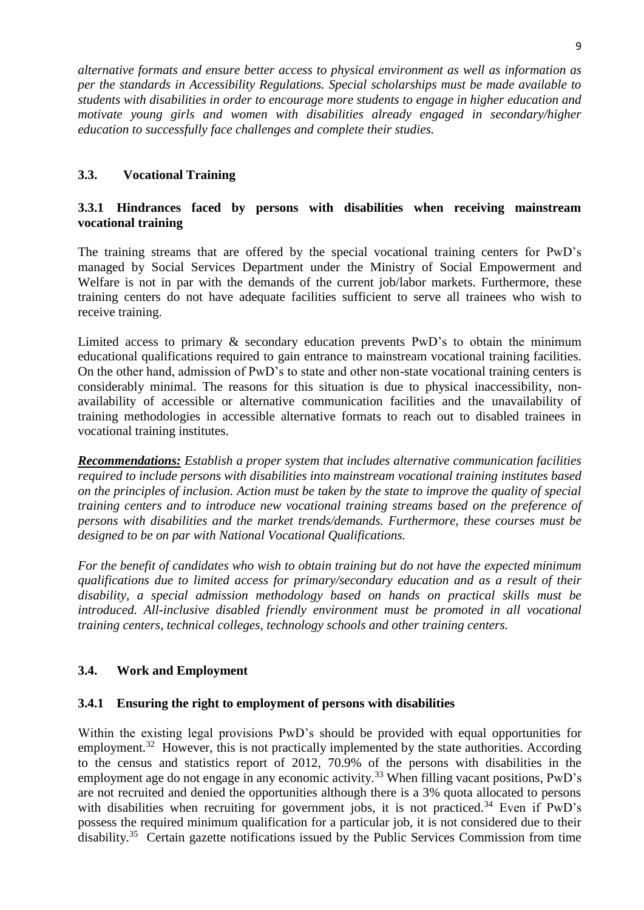*alternative formats and ensure better access to physical environment as well as information as per the standards in Accessibility Regulations. Special scholarships must be made available to students with disabilities in order to encourage more students to engage in higher education and motivate young girls and women with disabilities already engaged in secondary/higher education to successfully face challenges and complete their studies.*

### 3.3. Vocational Training

#### 3.3.1 Hindrances faced by persons with disabilities when receiving mainstream vocational training

The training streams that are offered by the special vocational training centers for PwD's managed by Social Services Department under the Ministry of Social Empowerment and Welfare is not in par with the demands of the current job/labor markets. Furthermore, these training centers do not have adequate facilities sufficient to serve all trainees who wish to receive training.

Limited access to primary & secondary education prevents PwD's to obtain the minimum educational qualifications required to gain entrance to mainstream vocational training facilities. On the other hand, admission of PwD's to state and other non-state vocational training centers is considerably minimal. The reasons for this situation is due to physical inaccessibility, non-availability of accessible or alternative communication facilities and the unavailability of training methodologies in accessible alternative formats to reach out to disabled trainees in vocational training institutes.

***Recommendations:*** *Establish a proper system that includes alternative communication facilities required to include persons with disabilities into mainstream vocational training institutes based on the principles of inclusion. Action must be taken by the state to improve the quality of special training centers and to introduce new vocational training streams based on the preference of persons with disabilities and the market trends/demands. Furthermore, these courses must be designed to be on par with National Vocational Qualifications.*

*For the benefit of candidates who wish to obtain training but do not have the expected minimum qualifications due to limited access for primary/secondary education and as a result of their disability, a special admission methodology based on hands on practical skills must be introduced. All-inclusive disabled friendly environment must be promoted in all vocational training centers, technical colleges, technology schools and other training centers.*

### 3.4. Work and Employment

#### 3.4.1 Ensuring the right to employment of persons with disabilities

Within the existing legal provisions PwD's should be provided with equal opportunities for employment.[32] However, this is not practically implemented by the state authorities. According to the census and statistics report of 2012, 70.9% of the persons with disabilities in the employment age do not engage in any economic activity.[33] When filling vacant positions, PwD's are not recruited and denied the opportunities although there is a 3% quota allocated to persons with disabilities when recruiting for government jobs, it is not practiced.[34] Even if PwD's possess the required minimum qualification for a particular job, it is not considered due to their disability.[35] Certain gazette notifications issued by the Public Services Commission from time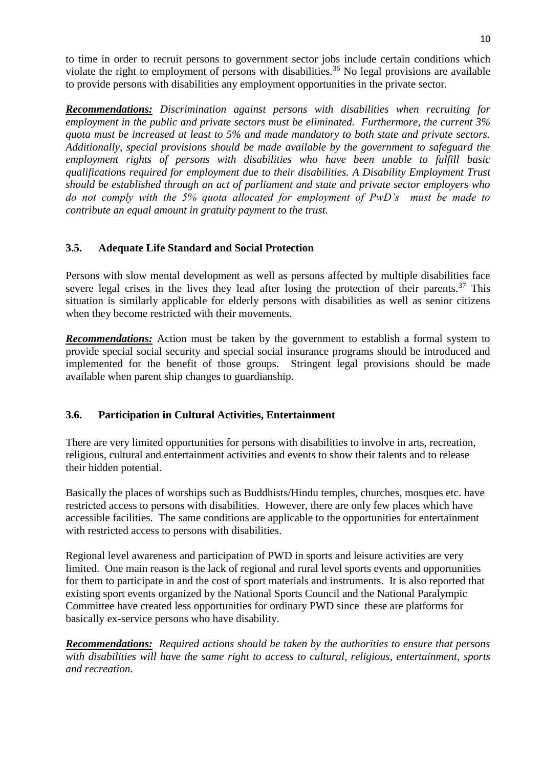to time in order to recruit persons to government sector jobs include certain conditions which violate the right to employment of persons with disabilities.[36] No legal provisions are available to provide persons with disabilities any employment opportunities in the private sector.

***Recommendations:*** *Discrimination against persons with disabilities when recruiting for employment in the public and private sectors must be eliminated. Furthermore, the current 3% quota must be increased at least to 5% and made mandatory to both state and private sectors. Additionally, special provisions should be made available by the government to safeguard the employment rights of persons with disabilities who have been unable to fulfill basic qualifications required for employment due to their disabilities. A Disability Employment Trust should be established through an act of parliament and state and private sector employers who do not comply with the 5% quota allocated for employment of PwD's must be made to contribute an equal amount in gratuity payment to the trust.*

### 3.5. Adequate Life Standard and Social Protection

Persons with slow mental development as well as persons affected by multiple disabilities face severe legal crises in the lives they lead after losing the protection of their parents.[37] This situation is similarly applicable for elderly persons with disabilities as well as senior citizens when they become restricted with their movements.

***Recommendations:*** Action must be taken by the government to establish a formal system to provide special social security and special social insurance programs should be introduced and implemented for the benefit of those groups. Stringent legal provisions should be made available when parent ship changes to guardianship.

### 3.6. Participation in Cultural Activities, Entertainment

There are very limited opportunities for persons with disabilities to involve in arts, recreation, religious, cultural and entertainment activities and events to show their talents and to release their hidden potential.

Basically the places of worships such as Buddhists/Hindu temples, churches, mosques etc. have restricted access to persons with disabilities. However, there are only few places which have accessible facilities. The same conditions are applicable to the opportunities for entertainment with restricted access to persons with disabilities.

Regional level awareness and participation of PWD in sports and leisure activities are very limited. One main reason is the lack of regional and rural level sports events and opportunities for them to participate in and the cost of sport materials and instruments. It is also reported that existing sport events organized by the National Sports Council and the National Paralympic Committee have created less opportunities for ordinary PWD since these are platforms for basically ex-service persons who have disability.

***Recommendations:*** *Required actions should be taken by the authorities to ensure that persons with disabilities will have the same right to access to cultural, religious, entertainment, sports and recreation.*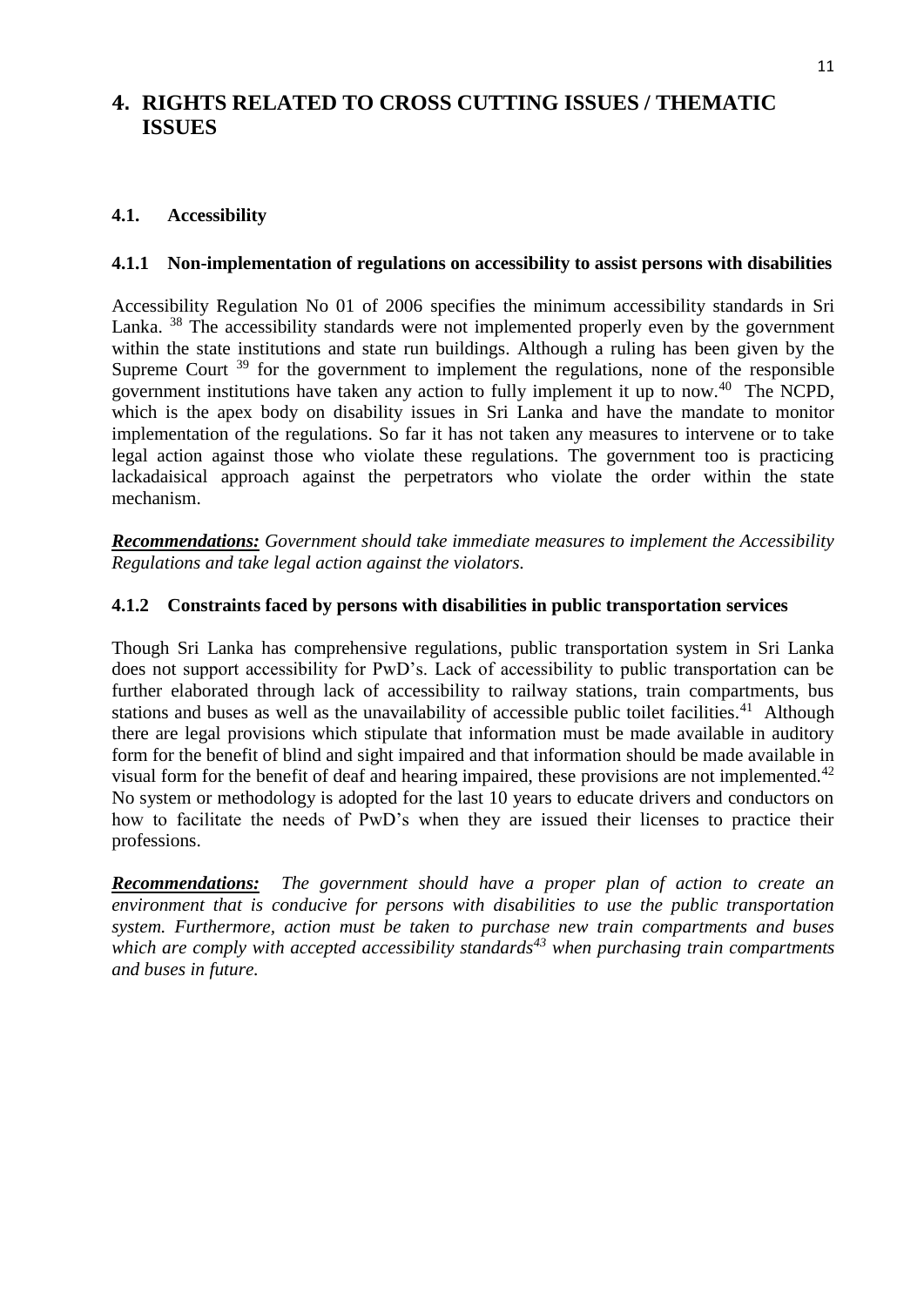# 4. RIGHTS RELATED TO CROSS CUTTING ISSUES / THEMATIC ISSUES

## 4.1. Accessibility

### 4.1.1 Non-implementation of regulations on accessibility to assist persons with disabilities

Accessibility Regulation No 01 of 2006 specifies the minimum accessibility standards in Sri Lanka. [38] The accessibility standards were not implemented properly even by the government within the state institutions and state run buildings. Although a ruling has been given by the Supreme Court [39] for the government to implement the regulations, none of the responsible government institutions have taken any action to fully implement it up to now.[40] The NCPD, which is the apex body on disability issues in Sri Lanka and have the mandate to monitor implementation of the regulations. So far it has not taken any measures to intervene or to take legal action against those who violate these regulations. The government too is practicing lackadaisical approach against the perpetrators who violate the order within the state mechanism.

***Recommendations:*** *Government should take immediate measures to implement the Accessibility Regulations and take legal action against the violators.*

### 4.1.2 Constraints faced by persons with disabilities in public transportation services

Though Sri Lanka has comprehensive regulations, public transportation system in Sri Lanka does not support accessibility for PwD's. Lack of accessibility to public transportation can be further elaborated through lack of accessibility to railway stations, train compartments, bus stations and buses as well as the unavailability of accessible public toilet facilities.[41] Although there are legal provisions which stipulate that information must be made available in auditory form for the benefit of blind and sight impaired and that information should be made available in visual form for the benefit of deaf and hearing impaired, these provisions are not implemented.[42] No system or methodology is adopted for the last 10 years to educate drivers and conductors on how to facilitate the needs of PwD's when they are issued their licenses to practice their professions.

***Recommendations:*** *The government should have a proper plan of action to create an environment that is conducive for persons with disabilities to use the public transportation system. Furthermore, action must be taken to purchase new train compartments and buses which are comply with accepted accessibility standards[43] when purchasing train compartments and buses in future.*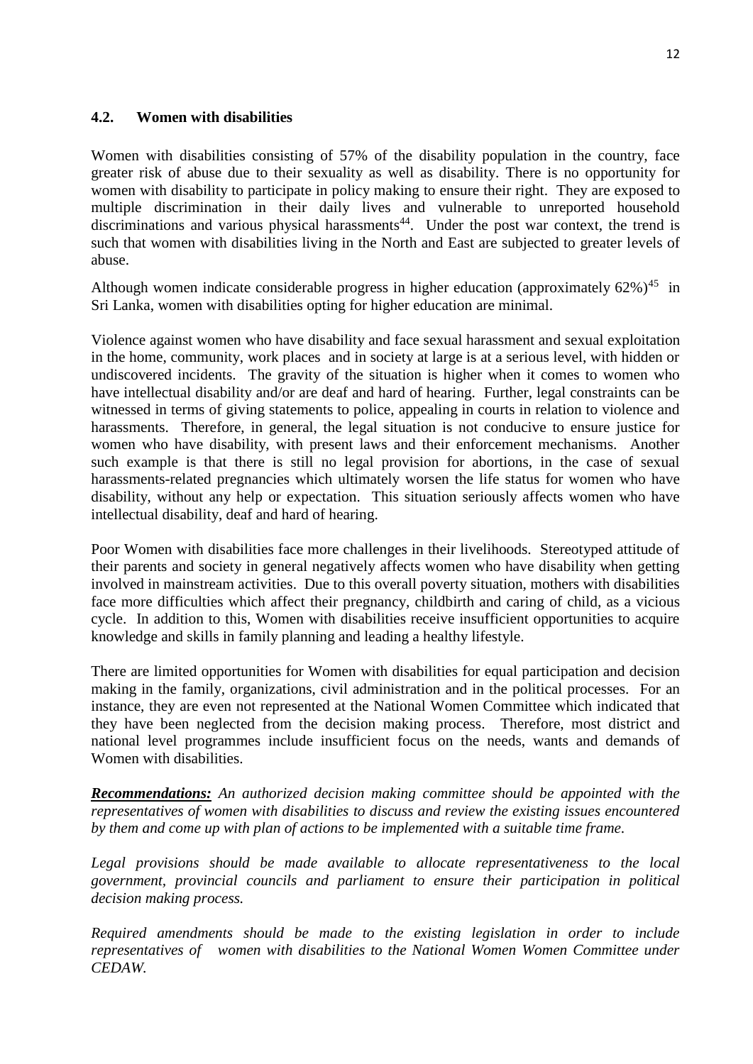### 4.2. Women with disabilities

Women with disabilities consisting of 57% of the disability population in the country, face greater risk of abuse due to their sexuality as well as disability. There is no opportunity for women with disability to participate in policy making to ensure their right. They are exposed to multiple discrimination in their daily lives and vulnerable to unreported household discriminations and various physical harassments[44]. Under the post war context, the trend is such that women with disabilities living in the North and East are subjected to greater levels of abuse.

Although women indicate considerable progress in higher education (approximately 62%)[45] in Sri Lanka, women with disabilities opting for higher education are minimal.

Violence against women who have disability and face sexual harassment and sexual exploitation in the home, community, work places and in society at large is at a serious level, with hidden or undiscovered incidents. The gravity of the situation is higher when it comes to women who have intellectual disability and/or are deaf and hard of hearing. Further, legal constraints can be witnessed in terms of giving statements to police, appealing in courts in relation to violence and harassments. Therefore, in general, the legal situation is not conducive to ensure justice for women who have disability, with present laws and their enforcement mechanisms. Another such example is that there is still no legal provision for abortions, in the case of sexual harassments-related pregnancies which ultimately worsen the life status for women who have disability, without any help or expectation. This situation seriously affects women who have intellectual disability, deaf and hard of hearing.

Poor Women with disabilities face more challenges in their livelihoods. Stereotyped attitude of their parents and society in general negatively affects women who have disability when getting involved in mainstream activities. Due to this overall poverty situation, mothers with disabilities face more difficulties which affect their pregnancy, childbirth and caring of child, as a vicious cycle. In addition to this, Women with disabilities receive insufficient opportunities to acquire knowledge and skills in family planning and leading a healthy lifestyle.

There are limited opportunities for Women with disabilities for equal participation and decision making in the family, organizations, civil administration and in the political processes. For an instance, they are even not represented at the National Women Committee which indicated that they have been neglected from the decision making process. Therefore, most district and national level programmes include insufficient focus on the needs, wants and demands of Women with disabilities.

***Recommendations:*** *An authorized decision making committee should be appointed with the representatives of women with disabilities to discuss and review the existing issues encountered by them and come up with plan of actions to be implemented with a suitable time frame.*

*Legal provisions should be made available to allocate representativeness to the local government, provincial councils and parliament to ensure their participation in political decision making process.*

*Required amendments should be made to the existing legislation in order to include representatives of women with disabilities to the National Women Women Committee under CEDAW.*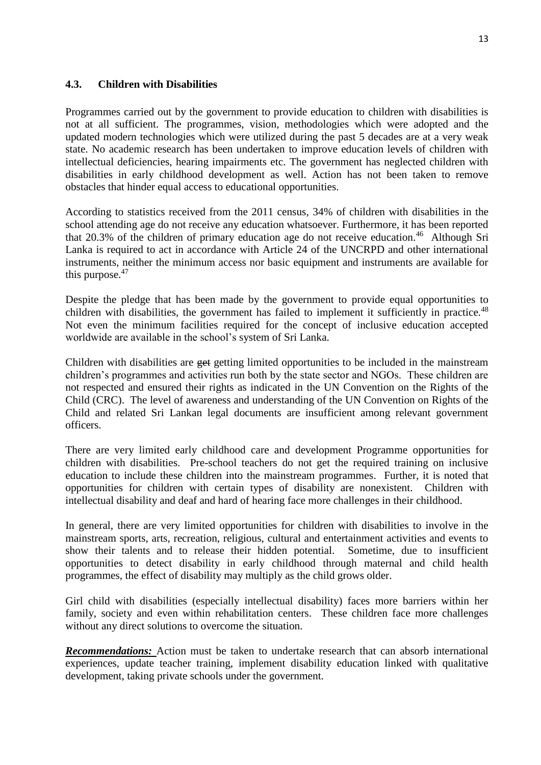### 4.3. Children with Disabilities

Programmes carried out by the government to provide education to children with disabilities is not at all sufficient. The programmes, vision, methodologies which were adopted and the updated modern technologies which were utilized during the past 5 decades are at a very weak state. No academic research has been undertaken to improve education levels of children with intellectual deficiencies, hearing impairments etc. The government has neglected children with disabilities in early childhood development as well. Action has not been taken to remove obstacles that hinder equal access to educational opportunities.

According to statistics received from the 2011 census, 34% of children with disabilities in the school attending age do not receive any education whatsoever. Furthermore, it has been reported that 20.3% of the children of primary education age do not receive education.[46] Although Sri Lanka is required to act in accordance with Article 24 of the UNCRPD and other international instruments, neither the minimum access nor basic equipment and instruments are available for this purpose.[47]

Despite the pledge that has been made by the government to provide equal opportunities to children with disabilities, the government has failed to implement it sufficiently in practice.[48] Not even the minimum facilities required for the concept of inclusive education accepted worldwide are available in the school's system of Sri Lanka.

Children with disabilities are ~~get~~ getting limited opportunities to be included in the mainstream children's programmes and activities run both by the state sector and NGOs. These children are not respected and ensured their rights as indicated in the UN Convention on the Rights of the Child (CRC). The level of awareness and understanding of the UN Convention on Rights of the Child and related Sri Lankan legal documents are insufficient among relevant government officers.

There are very limited early childhood care and development Programme opportunities for children with disabilities. Pre-school teachers do not get the required training on inclusive education to include these children into the mainstream programmes. Further, it is noted that opportunities for children with certain types of disability are nonexistent. Children with intellectual disability and deaf and hard of hearing face more challenges in their childhood.

In general, there are very limited opportunities for children with disabilities to involve in the mainstream sports, arts, recreation, religious, cultural and entertainment activities and events to show their talents and to release their hidden potential. Sometime, due to insufficient opportunities to detect disability in early childhood through maternal and child health programmes, the effect of disability may multiply as the child grows older.

Girl child with disabilities (especially intellectual disability) faces more barriers within her family, society and even within rehabilitation centers. These children face more challenges without any direct solutions to overcome the situation.

***Recommendations:*** Action must be taken to undertake research that can absorb international experiences, update teacher training, implement disability education linked with qualitative development, taking private schools under the government.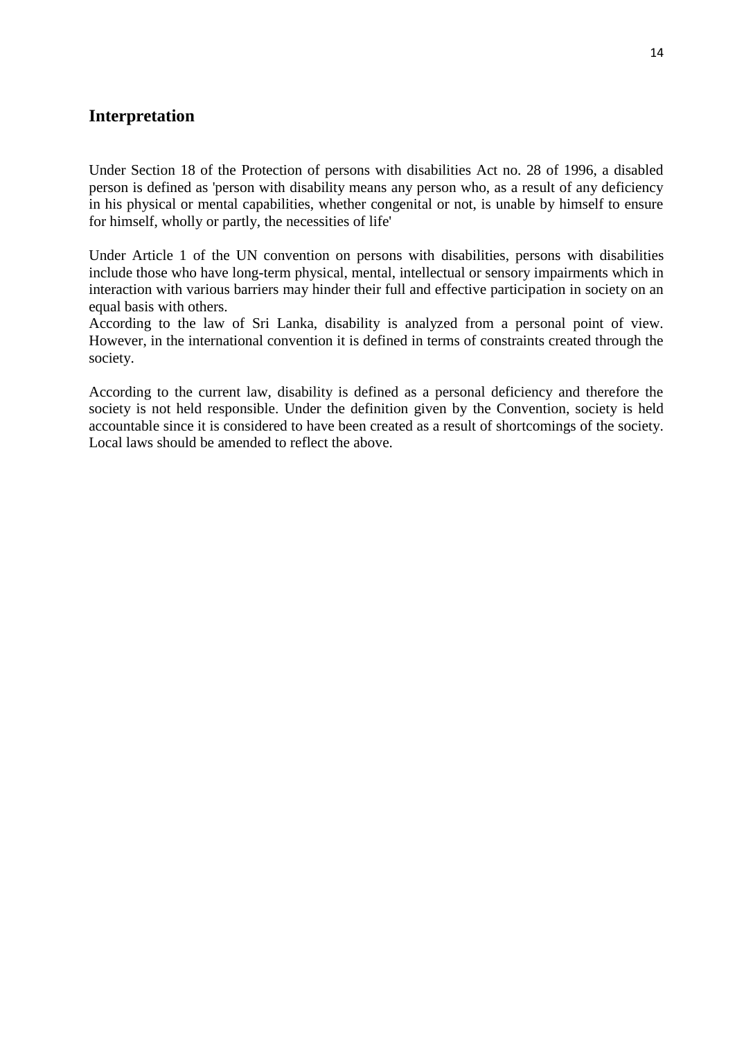## Interpretation

Under Section 18 of the Protection of persons with disabilities Act no. 28 of 1996, a disabled person is defined as 'person with disability means any person who, as a result of any deficiency in his physical or mental capabilities, whether congenital or not, is unable by himself to ensure for himself, wholly or partly, the necessities of life'

Under Article 1 of the UN convention on persons with disabilities, persons with disabilities include those who have long-term physical, mental, intellectual or sensory impairments which in interaction with various barriers may hinder their full and effective participation in society on an equal basis with others.
According to the law of Sri Lanka, disability is analyzed from a personal point of view. However, in the international convention it is defined in terms of constraints created through the society.

According to the current law, disability is defined as a personal deficiency and therefore the society is not held responsible. Under the definition given by the Convention, society is held accountable since it is considered to have been created as a result of shortcomings of the society. Local laws should be amended to reflect the above.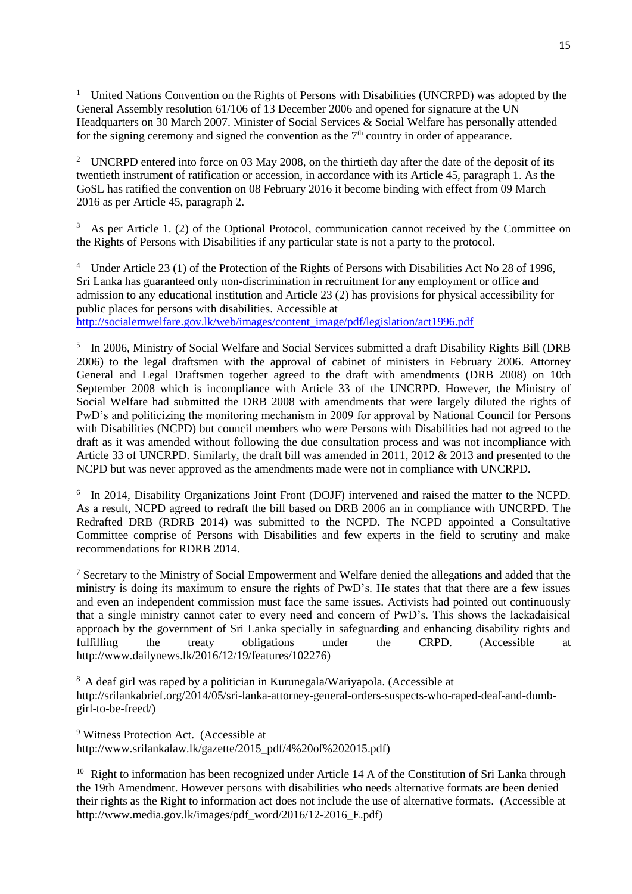[1] United Nations Convention on the Rights of Persons with Disabilities (UNCRPD) was adopted by the General Assembly resolution 61/106 of 13 December 2006 and opened for signature at the UN Headquarters on 30 March 2007. Minister of Social Services & Social Welfare has personally attended for the signing ceremony and signed the convention as the 7th country in order of appearance.

[2] UNCRPD entered into force on 03 May 2008, on the thirtieth day after the date of the deposit of its twentieth instrument of ratification or accession, in accordance with its Article 45, paragraph 1. As the GoSL has ratified the convention on 08 February 2016 it become binding with effect from 09 March 2016 as per Article 45, paragraph 2.

[3] As per Article 1. (2) of the Optional Protocol, communication cannot received by the Committee on the Rights of Persons with Disabilities if any particular state is not a party to the protocol.

[4] Under Article 23 (1) of the Protection of the Rights of Persons with Disabilities Act No 28 of 1996, Sri Lanka has guaranteed only non-discrimination in recruitment for any employment or office and admission to any educational institution and Article 23 (2) has provisions for physical accessibility for public places for persons with disabilities. Accessible at http://socialemwelfare.gov.lk/web/images/content_image/pdf/legislation/act1996.pdf

[5] In 2006, Ministry of Social Welfare and Social Services submitted a draft Disability Rights Bill (DRB 2006) to the legal draftsmen with the approval of cabinet of ministers in February 2006. Attorney General and Legal Draftsmen together agreed to the draft with amendments (DRB 2008) on 10th September 2008 which is incompliance with Article 33 of the UNCRPD. However, the Ministry of Social Welfare had submitted the DRB 2008 with amendments that were largely diluted the rights of PwD's and politicizing the monitoring mechanism in 2009 for approval by National Council for Persons with Disabilities (NCPD) but council members who were Persons with Disabilities had not agreed to the draft as it was amended without following the due consultation process and was not incompliance with Article 33 of UNCRPD. Similarly, the draft bill was amended in 2011, 2012 & 2013 and presented to the NCPD but was never approved as the amendments made were not in compliance with UNCRPD.

[6] In 2014, Disability Organizations Joint Front (DOJF) intervened and raised the matter to the NCPD. As a result, NCPD agreed to redraft the bill based on DRB 2006 an in compliance with UNCRPD. The Redrafted DRB (RDRB 2014) was submitted to the NCPD. The NCPD appointed a Consultative Committee comprise of Persons with Disabilities and few experts in the field to scrutiny and make recommendations for RDRB 2014.

[7] Secretary to the Ministry of Social Empowerment and Welfare denied the allegations and added that the ministry is doing its maximum to ensure the rights of PwD's. He states that that there are a few issues and even an independent commission must face the same issues. Activists had pointed out continuously that a single ministry cannot cater to every need and concern of PwD's. This shows the lackadaisical approach by the government of Sri Lanka specially in safeguarding and enhancing disability rights and fulfilling the treaty obligations under the CRPD. (Accessible at http://www.dailynews.lk/2016/12/19/features/102276)

[8] A deaf girl was raped by a politician in Kurunegala/Wariyapola. (Accessible at http://srilankabrief.org/2014/05/sri-lanka-attorney-general-orders-suspects-who-raped-deaf-and-dumb-girl-to-be-freed/)

[9] Witness Protection Act. (Accessible at http://www.srilankalaw.lk/gazette/2015_pdf/4%20of%202015.pdf)

[10] Right to information has been recognized under Article 14 A of the Constitution of Sri Lanka through the 19th Amendment. However persons with disabilities who needs alternative formats are been denied their rights as the Right to information act does not include the use of alternative formats. (Accessible at http://www.media.gov.lk/images/pdf_word/2016/12-2016_E.pdf)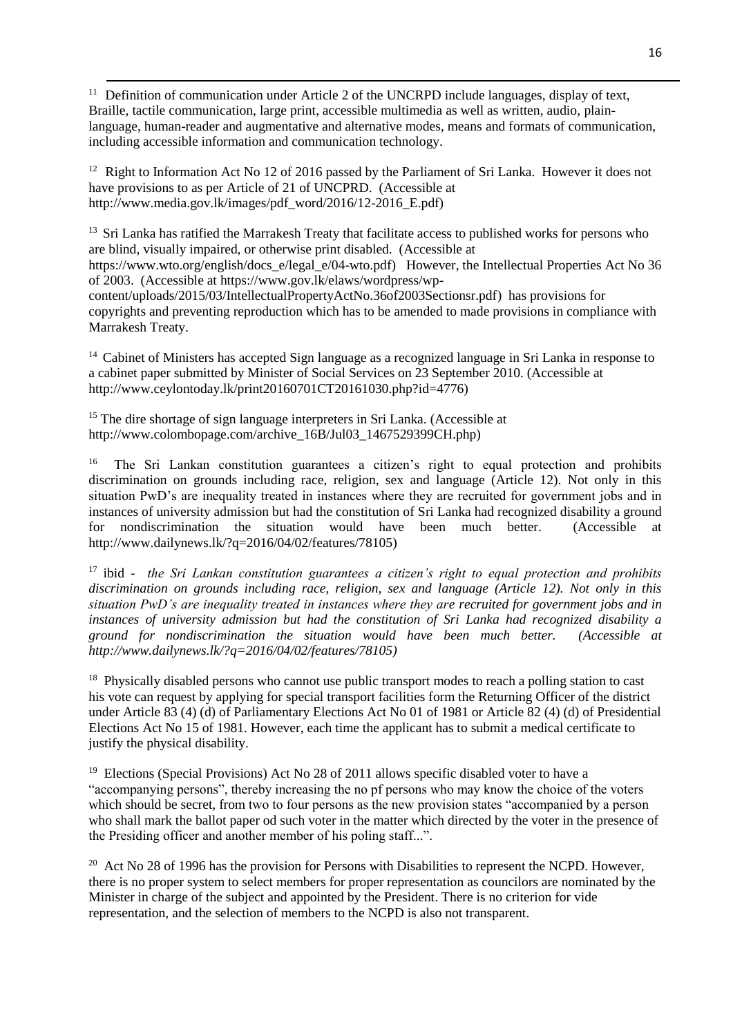[11] Definition of communication under Article 2 of the UNCRPD include languages, display of text, Braille, tactile communication, large print, accessible multimedia as well as written, audio, plain-language, human-reader and augmentative and alternative modes, means and formats of communication, including accessible information and communication technology.

[12] Right to Information Act No 12 of 2016 passed by the Parliament of Sri Lanka. However it does not have provisions to as per Article of 21 of UNCPRD. (Accessible at http://www.media.gov.lk/images/pdf_word/2016/12-2016_E.pdf)

[13] Sri Lanka has ratified the Marrakesh Treaty that facilitate access to published works for persons who are blind, visually impaired, or otherwise print disabled. (Accessible at https://www.wto.org/english/docs_e/legal_e/04-wto.pdf) However, the Intellectual Properties Act No 36 of 2003. (Accessible at https://www.gov.lk/elaws/wordpress/wp-content/uploads/2015/03/IntellectualPropertyActNo.36of2003Sectionsr.pdf) has provisions for copyrights and preventing reproduction which has to be amended to made provisions in compliance with Marrakesh Treaty.

[14] Cabinet of Ministers has accepted Sign language as a recognized language in Sri Lanka in response to a cabinet paper submitted by Minister of Social Services on 23 September 2010. (Accessible at http://www.ceylontoday.lk/print20160701CT20161030.php?id=4776)

[15] The dire shortage of sign language interpreters in Sri Lanka. (Accessible at http://www.colombopage.com/archive_16B/Jul03_1467529399CH.php)

[16] The Sri Lankan constitution guarantees a citizen's right to equal protection and prohibits discrimination on grounds including race, religion, sex and language (Article 12). Not only in this situation PwD's are inequality treated in instances where they are recruited for government jobs and in instances of university admission but had the constitution of Sri Lanka had recognized disability a ground for nondiscrimination the situation would have been much better. (Accessible at http://www.dailynews.lk/?q=2016/04/02/features/78105)

[17] ibid - *the Sri Lankan constitution guarantees a citizen's right to equal protection and prohibits discrimination on grounds including race, religion, sex and language (Article 12). Not only in this situation PwD's are inequality treated in instances where they are recruited for government jobs and in instances of university admission but had the constitution of Sri Lanka had recognized disability a ground for nondiscrimination the situation would have been much better. (Accessible at http://www.dailynews.lk/?q=2016/04/02/features/78105)*

[18] Physically disabled persons who cannot use public transport modes to reach a polling station to cast his vote can request by applying for special transport facilities form the Returning Officer of the district under Article 83 (4) (d) of Parliamentary Elections Act No 01 of 1981 or Article 82 (4) (d) of Presidential Elections Act No 15 of 1981. However, each time the applicant has to submit a medical certificate to justify the physical disability.

[19] Elections (Special Provisions) Act No 28 of 2011 allows specific disabled voter to have a "accompanying persons", thereby increasing the no pf persons who may know the choice of the voters which should be secret, from two to four persons as the new provision states "accompanied by a person who shall mark the ballot paper od such voter in the matter which directed by the voter in the presence of the Presiding officer and another member of his poling staff...".

[20] Act No 28 of 1996 has the provision for Persons with Disabilities to represent the NCPD. However, there is no proper system to select members for proper representation as councilors are nominated by the Minister in charge of the subject and appointed by the President. There is no criterion for vide representation, and the selection of members to the NCPD is also not transparent.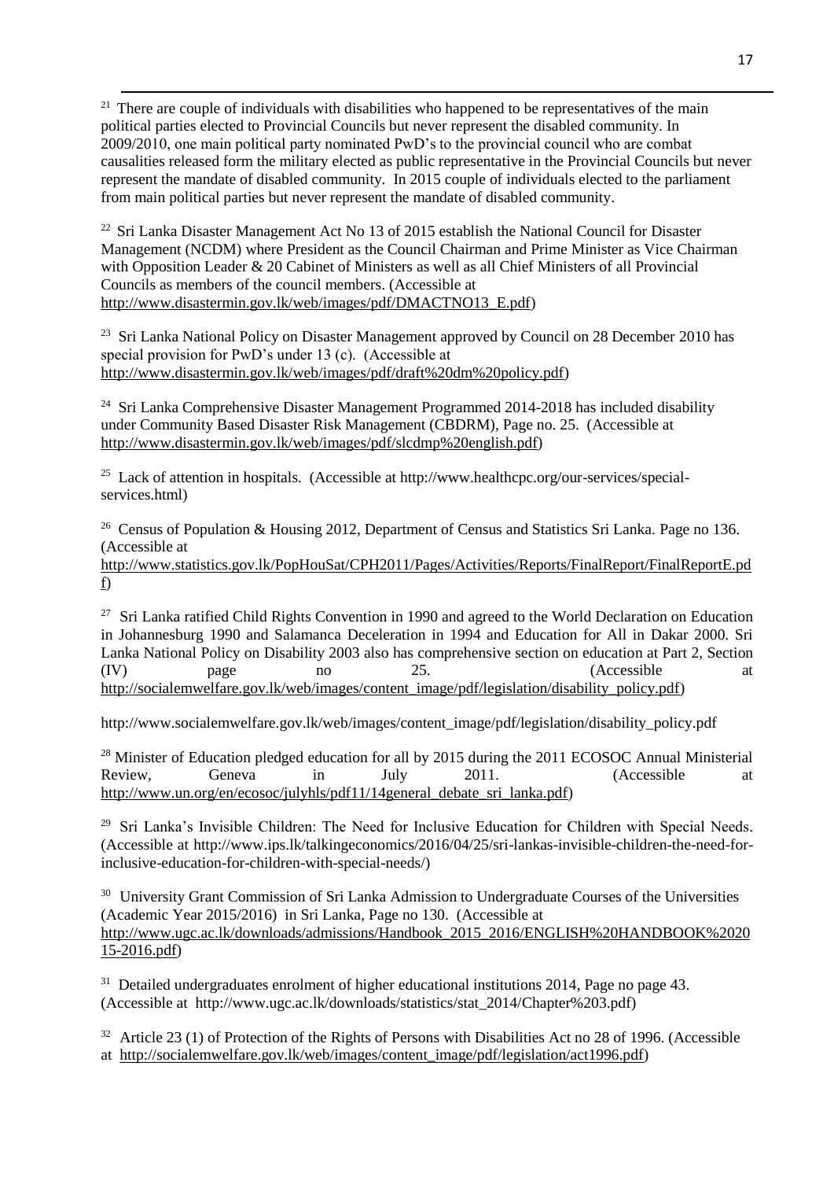[21] There are couple of individuals with disabilities who happened to be representatives of the main political parties elected to Provincial Councils but never represent the disabled community. In 2009/2010, one main political party nominated PwD's to the provincial council who are combat causalities released form the military elected as public representative in the Provincial Councils but never represent the mandate of disabled community. In 2015 couple of individuals elected to the parliament from main political parties but never represent the mandate of disabled community.

[22] Sri Lanka Disaster Management Act No 13 of 2015 establish the National Council for Disaster Management (NCDM) where President as the Council Chairman and Prime Minister as Vice Chairman with Opposition Leader & 20 Cabinet of Ministers as well as all Chief Ministers of all Provincial Councils as members of the council members. (Accessible at http://www.disastermin.gov.lk/web/images/pdf/DMACTNO13_E.pdf)

[23] Sri Lanka National Policy on Disaster Management approved by Council on 28 December 2010 has special provision for PwD's under 13 (c). (Accessible at http://www.disastermin.gov.lk/web/images/pdf/draft%20dm%20policy.pdf)

[24] Sri Lanka Comprehensive Disaster Management Programmed 2014-2018 has included disability under Community Based Disaster Risk Management (CBDRM), Page no. 25. (Accessible at http://www.disastermin.gov.lk/web/images/pdf/slcdmp%20english.pdf)

[25] Lack of attention in hospitals. (Accessible at http://www.healthcpc.org/our-services/special-services.html)

[26] Census of Population & Housing 2012, Department of Census and Statistics Sri Lanka. Page no 136. (Accessible at http://www.statistics.gov.lk/PopHouSat/CPH2011/Pages/Activities/Reports/FinalReport/FinalReportE.pdf)

[27] Sri Lanka ratified Child Rights Convention in 1990 and agreed to the World Declaration on Education in Johannesburg 1990 and Salamanca Deceleration in 1994 and Education for All in Dakar 2000. Sri Lanka National Policy on Disability 2003 also has comprehensive section on education at Part 2, Section (IV) page no 25. (Accessible at http://socialemwelfare.gov.lk/web/images/content_image/pdf/legislation/disability_policy.pdf)

http://www.socialemwelfare.gov.lk/web/images/content_image/pdf/legislation/disability_policy.pdf

[28] Minister of Education pledged education for all by 2015 during the 2011 ECOSOC Annual Ministerial Review, Geneva in July 2011. (Accessible at http://www.un.org/en/ecosoc/julyhls/pdf11/14general_debate_sri_lanka.pdf)

[29] Sri Lanka's Invisible Children: The Need for Inclusive Education for Children with Special Needs. (Accessible at http://www.ips.lk/talkingeconomics/2016/04/25/sri-lankas-invisible-children-the-need-for-inclusive-education-for-children-with-special-needs/)

[30] University Grant Commission of Sri Lanka Admission to Undergraduate Courses of the Universities (Academic Year 2015/2016) in Sri Lanka, Page no 130. (Accessible at http://www.ugc.ac.lk/downloads/admissions/Handbook_2015_2016/ENGLISH%20HANDBOOK%202015-2016.pdf)

[31] Detailed undergraduates enrolment of higher educational institutions 2014, Page no page 43. (Accessible at http://www.ugc.ac.lk/downloads/statistics/stat_2014/Chapter%203.pdf)

[32] Article 23 (1) of Protection of the Rights of Persons with Disabilities Act no 28 of 1996. (Accessible at http://socialemwelfare.gov.lk/web/images/content_image/pdf/legislation/act1996.pdf)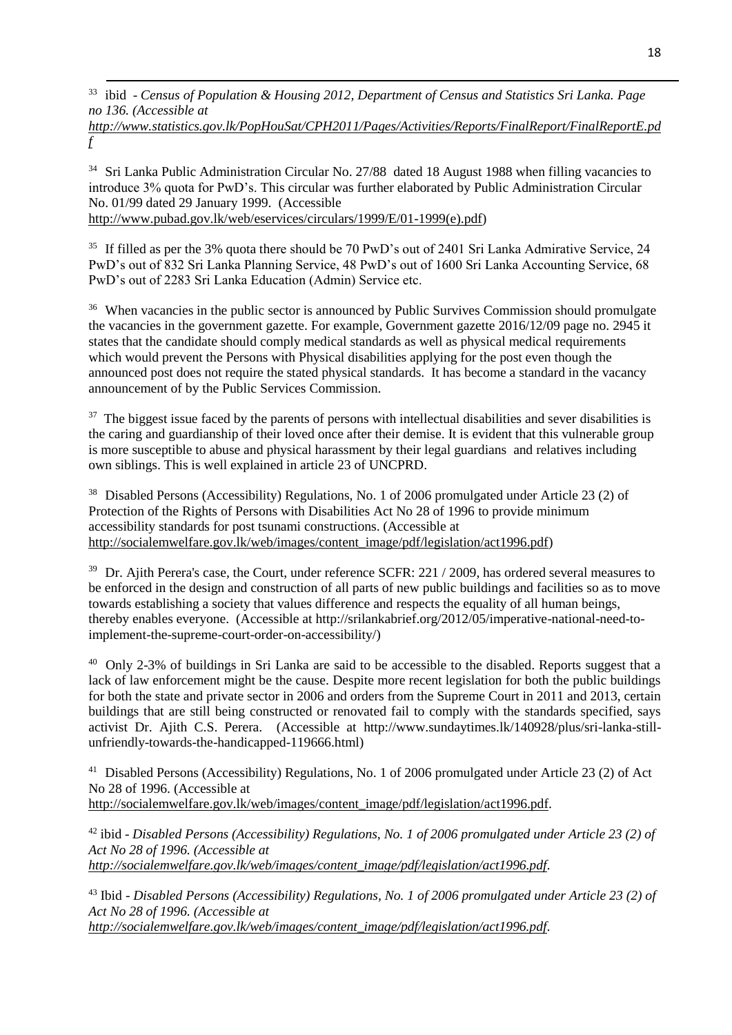[33] ibid - *Census of Population & Housing 2012, Department of Census and Statistics Sri Lanka. Page no 136. (Accessible at http://www.statistics.gov.lk/PopHouSat/CPH2011/Pages/Activities/Reports/FinalReport/FinalReportE.pdf*

[34] Sri Lanka Public Administration Circular No. 27/88 dated 18 August 1988 when filling vacancies to introduce 3% quota for PwD's. This circular was further elaborated by Public Administration Circular No. 01/99 dated 29 January 1999. (Accessible http://www.pubad.gov.lk/web/eservices/circulars/1999/E/01-1999(e).pdf)

[35] If filled as per the 3% quota there should be 70 PwD's out of 2401 Sri Lanka Admirative Service, 24 PwD's out of 832 Sri Lanka Planning Service, 48 PwD's out of 1600 Sri Lanka Accounting Service, 68 PwD's out of 2283 Sri Lanka Education (Admin) Service etc.

[36] When vacancies in the public sector is announced by Public Survives Commission should promulgate the vacancies in the government gazette. For example, Government gazette 2016/12/09 page no. 2945 it states that the candidate should comply medical standards as well as physical medical requirements which would prevent the Persons with Physical disabilities applying for the post even though the announced post does not require the stated physical standards. It has become a standard in the vacancy announcement of by the Public Services Commission.

[37] The biggest issue faced by the parents of persons with intellectual disabilities and sever disabilities is the caring and guardianship of their loved once after their demise. It is evident that this vulnerable group is more susceptible to abuse and physical harassment by their legal guardians and relatives including own siblings. This is well explained in article 23 of UNCPRD.

[38] Disabled Persons (Accessibility) Regulations, No. 1 of 2006 promulgated under Article 23 (2) of Protection of the Rights of Persons with Disabilities Act No 28 of 1996 to provide minimum accessibility standards for post tsunami constructions. (Accessible at http://socialemwelfare.gov.lk/web/images/content_image/pdf/legislation/act1996.pdf)

[39] Dr. Ajith Perera's case, the Court, under reference SCFR: 221 / 2009, has ordered several measures to be enforced in the design and construction of all parts of new public buildings and facilities so as to move towards establishing a society that values difference and respects the equality of all human beings, thereby enables everyone. (Accessible at http://srilankabrief.org/2012/05/imperative-national-need-to-implement-the-supreme-court-order-on-accessibility/)

[40] Only 2-3% of buildings in Sri Lanka are said to be accessible to the disabled. Reports suggest that a lack of law enforcement might be the cause. Despite more recent legislation for both the public buildings for both the state and private sector in 2006 and orders from the Supreme Court in 2011 and 2013, certain buildings that are still being constructed or renovated fail to comply with the standards specified, says activist Dr. Ajith C.S. Perera. (Accessible at http://www.sundaytimes.lk/140928/plus/sri-lanka-still-unfriendly-towards-the-handicapped-119666.html)

[41] Disabled Persons (Accessibility) Regulations, No. 1 of 2006 promulgated under Article 23 (2) of Act No 28 of 1996. (Accessible at http://socialemwelfare.gov.lk/web/images/content_image/pdf/legislation/act1996.pdf.

[42] ibid - *Disabled Persons (Accessibility) Regulations, No. 1 of 2006 promulgated under Article 23 (2) of Act No 28 of 1996. (Accessible at http://socialemwelfare.gov.lk/web/images/content_image/pdf/legislation/act1996.pdf.*

[43] Ibid - *Disabled Persons (Accessibility) Regulations, No. 1 of 2006 promulgated under Article 23 (2) of Act No 28 of 1996. (Accessible at http://socialemwelfare.gov.lk/web/images/content_image/pdf/legislation/act1996.pdf.*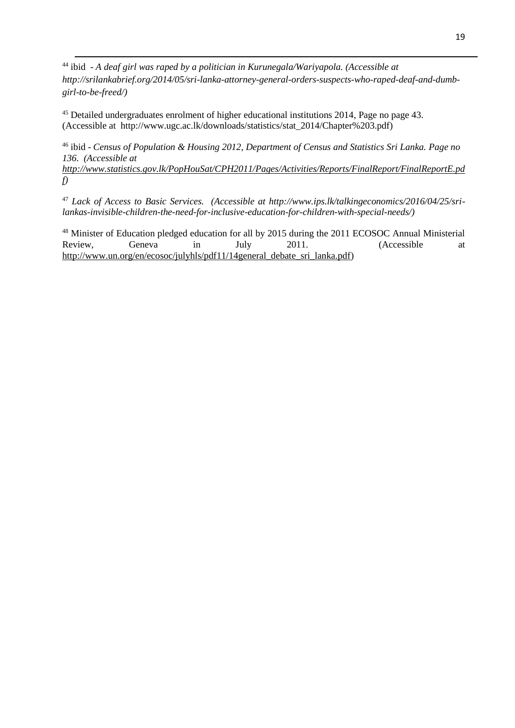[44] ibid - *A deaf girl was raped by a politician in Kurunegala/Wariyapola. (Accessible at http://srilankabrief.org/2014/05/sri-lanka-attorney-general-orders-suspects-who-raped-deaf-and-dumb-girl-to-be-freed/)*

[45] Detailed undergraduates enrolment of higher educational institutions 2014, Page no page 43. (Accessible at http://www.ugc.ac.lk/downloads/statistics/stat_2014/Chapter%203.pdf)

[46] ibid - *Census of Population & Housing 2012, Department of Census and Statistics Sri Lanka. Page no 136. (Accessible at http://www.statistics.gov.lk/PopHouSat/CPH2011/Pages/Activities/Reports/FinalReport/FinalReportE.pdf)*

[47] *Lack of Access to Basic Services. (Accessible at http://www.ips.lk/talkingeconomics/2016/04/25/sri-lankas-invisible-children-the-need-for-inclusive-education-for-children-with-special-needs/)*

[48] Minister of Education pledged education for all by 2015 during the 2011 ECOSOC Annual Ministerial Review, Geneva in July 2011. (Accessible at http://www.un.org/en/ecosoc/julyhls/pdf11/14general_debate_sri_lanka.pdf)